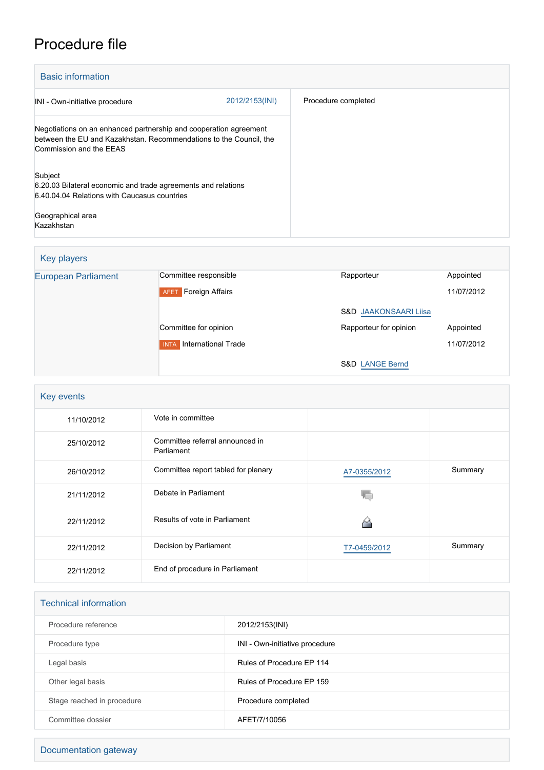# Procedure file

## Basic information

| | | |
|---|---|---|
| INI - Own-initiative procedure | 2012/2153(INI) | Procedure completed |

Negotiations on an enhanced partnership and cooperation agreement between the EU and Kazakhstan. Recommendations to the Council, the Commission and the EEAS

Subject
6.20.03 Bilateral economic and trade agreements and relations
6.40.04.04 Relations with Caucasus countries

Geographical area
Kazakhstan

## Key players

| | | | |
|---|---|---|---|
| European Parliament | Committee responsible | Rapporteur | Appointed |
| | AFET Foreign Affairs | | 11/07/2012 |
| | | S&D JAAKONSAARI Liisa | |
| | Committee for opinion | Rapporteur for opinion | Appointed |
| | INTA International Trade | | 11/07/2012 |
| | | S&D LANGE Bernd | |

## Key events

| | | | |
|---|---|---|---|
| 11/10/2012 | Vote in committee | | |
| 25/10/2012 | Committee referral announced in Parliament | | |
| 26/10/2012 | Committee report tabled for plenary | A7-0355/2012 | Summary |
| 21/11/2012 | Debate in Parliament | | |
| 22/11/2012 | Results of vote in Parliament | | |
| 22/11/2012 | Decision by Parliament | T7-0459/2012 | Summary |
| 22/11/2012 | End of procedure in Parliament | | |

## Technical information

| | |
|---|---|
| Procedure reference | 2012/2153(INI) |
| Procedure type | INI - Own-initiative procedure |
| Legal basis | Rules of Procedure EP 114 |
| Other legal basis | Rules of Procedure EP 159 |
| Stage reached in procedure | Procedure completed |
| Committee dossier | AFET/7/10056 |

## Documentation gateway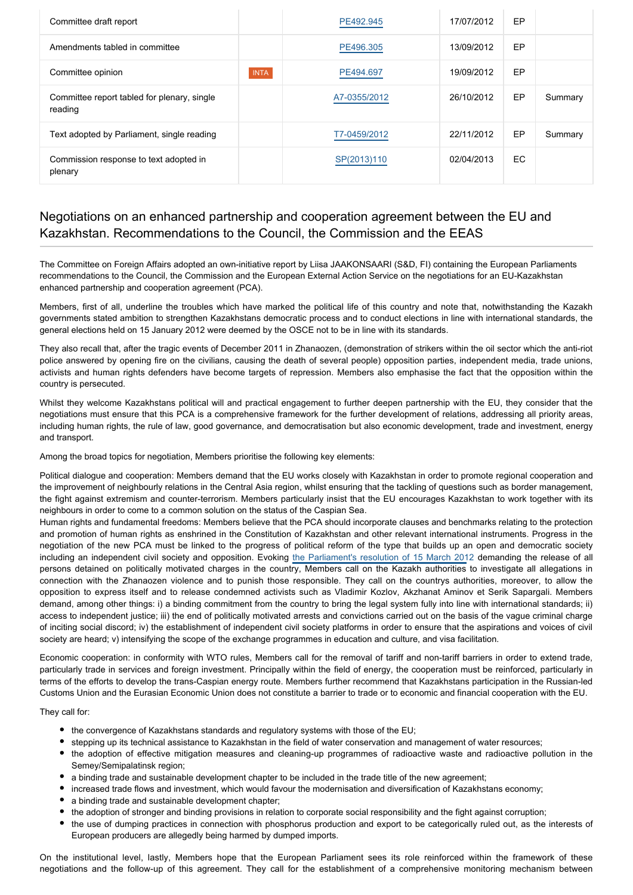| | | | | | |
|---|---|---|---|---|---|
| Committee draft report | | PE492.945 | 17/07/2012 | EP | |
| Amendments tabled in committee | | PE496.305 | 13/09/2012 | EP | |
| Committee opinion | INTA | PE494.697 | 19/09/2012 | EP | |
| Committee report tabled for plenary, single reading | | A7-0355/2012 | 26/10/2012 | EP | Summary |
| Text adopted by Parliament, single reading | | T7-0459/2012 | 22/11/2012 | EP | Summary |
| Commission response to text adopted in plenary | | SP(2013)110 | 02/04/2013 | EC | |

## Negotiations on an enhanced partnership and cooperation agreement between the EU and Kazakhstan. Recommendations to the Council, the Commission and the EEAS

The Committee on Foreign Affairs adopted an own-initiative report by Liisa JAAKONSAARI (S&D, FI) containing the European Parliaments recommendations to the Council, the Commission and the European External Action Service on the negotiations for an EU-Kazakhstan enhanced partnership and cooperation agreement (PCA).

Members, first of all, underline the troubles which have marked the political life of this country and note that, notwithstanding the Kazakh governments stated ambition to strengthen Kazakhstans democratic process and to conduct elections in line with international standards, the general elections held on 15 January 2012 were deemed by the OSCE not to be in line with its standards.

They also recall that, after the tragic events of December 2011 in Zhanaozen, (demonstration of strikers within the oil sector which the anti-riot police answered by opening fire on the civilians, causing the death of several people) opposition parties, independent media, trade unions, activists and human rights defenders have become targets of repression. Members also emphasise the fact that the opposition within the country is persecuted.

Whilst they welcome Kazakhstans political will and practical engagement to further deepen partnership with the EU, they consider that the negotiations must ensure that this PCA is a comprehensive framework for the further development of relations, addressing all priority areas, including human rights, the rule of law, good governance, and democratisation but also economic development, trade and investment, energy and transport.

Among the broad topics for negotiation, Members prioritise the following key elements:

Political dialogue and cooperation: Members demand that the EU works closely with Kazakhstan in order to promote regional cooperation and the improvement of neighbourly relations in the Central Asia region, whilst ensuring that the tackling of questions such as border management, the fight against extremism and counter-terrorism. Members particularly insist that the EU encourages Kazakhstan to work together with its neighbours in order to come to a common solution on the status of the Caspian Sea.

Human rights and fundamental freedoms: Members believe that the PCA should incorporate clauses and benchmarks relating to the protection and promotion of human rights as enshrined in the Constitution of Kazakhstan and other relevant international instruments. Progress in the negotiation of the new PCA must be linked to the progress of political reform of the type that builds up an open and democratic society including an independent civil society and opposition. Evoking the Parliament's resolution of 15 March 2012 demanding the release of all persons detained on politically motivated charges in the country, Members call on the Kazakh authorities to investigate all allegations in connection with the Zhanaozen violence and to punish those responsible. They call on the countrys authorities, moreover, to allow the opposition to express itself and to release condemned activists such as Vladimir Kozlov, Akzhanat Aminov et Serik Sapargali. Members demand, among other things: i) a binding commitment from the country to bring the legal system fully into line with international standards; ii) access to independent justice; iii) the end of politically motivated arrests and convictions carried out on the basis of the vague criminal charge of inciting social discord; iv) the establishment of independent civil society platforms in order to ensure that the aspirations and voices of civil society are heard; v) intensifying the scope of the exchange programmes in education and culture, and visa facilitation.

Economic cooperation: in conformity with WTO rules, Members call for the removal of tariff and non-tariff barriers in order to extend trade, particularly trade in services and foreign investment. Principally within the field of energy, the cooperation must be reinforced, particularly in terms of the efforts to develop the trans-Caspian energy route. Members further recommend that Kazakhstans participation in the Russian-led Customs Union and the Eurasian Economic Union does not constitute a barrier to trade or to economic and financial cooperation with the EU.

They call for:

- the convergence of Kazakhstans standards and regulatory systems with those of the EU;
- stepping up its technical assistance to Kazakhstan in the field of water conservation and management of water resources;
- the adoption of effective mitigation measures and cleaning-up programmes of radioactive waste and radioactive pollution in the Semey/Semipalatinsk region;
- a binding trade and sustainable development chapter to be included in the trade title of the new agreement;
- increased trade flows and investment, which would favour the modernisation and diversification of Kazakhstans economy;
- a binding trade and sustainable development chapter;
- the adoption of stronger and binding provisions in relation to corporate social responsibility and the fight against corruption;
- the use of dumping practices in connection with phosphorus production and export to be categorically ruled out, as the interests of European producers are allegedly being harmed by dumped imports.

On the institutional level, lastly, Members hope that the European Parliament sees its role reinforced within the framework of these negotiations and the follow-up of this agreement. They call for the establishment of a comprehensive monitoring mechanism between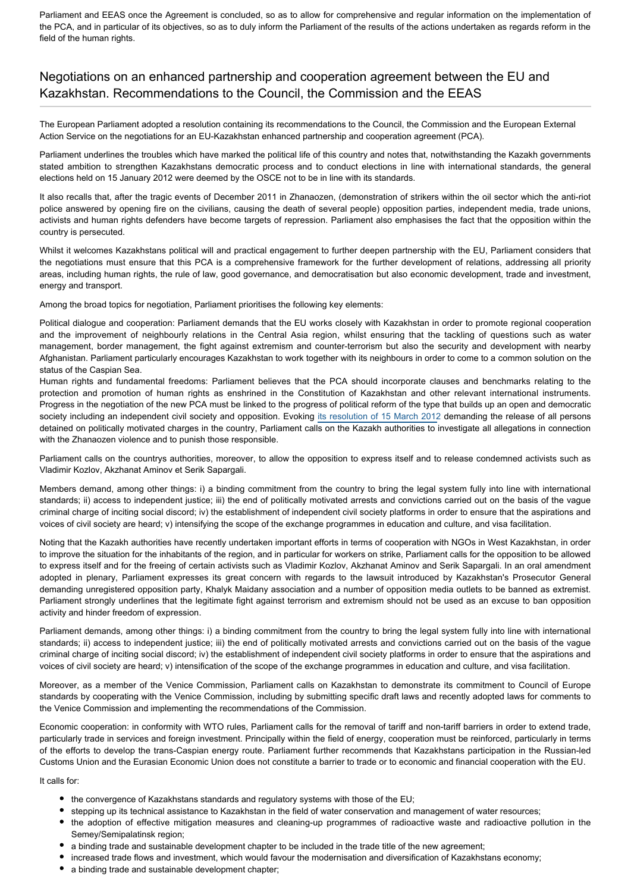Parliament and EEAS once the Agreement is concluded, so as to allow for comprehensive and regular information on the implementation of the PCA, and in particular of its objectives, so as to duly inform the Parliament of the results of the actions undertaken as regards reform in the field of the human rights.

## Negotiations on an enhanced partnership and cooperation agreement between the EU and Kazakhstan. Recommendations to the Council, the Commission and the EEAS

The European Parliament adopted a resolution containing its recommendations to the Council, the Commission and the European External Action Service on the negotiations for an EU-Kazakhstan enhanced partnership and cooperation agreement (PCA).

Parliament underlines the troubles which have marked the political life of this country and notes that, notwithstanding the Kazakh governments stated ambition to strengthen Kazakhstans democratic process and to conduct elections in line with international standards, the general elections held on 15 January 2012 were deemed by the OSCE not to be in line with its standards.

It also recalls that, after the tragic events of December 2011 in Zhanaozen, (demonstration of strikers within the oil sector which the anti-riot police answered by opening fire on the civilians, causing the death of several people) opposition parties, independent media, trade unions, activists and human rights defenders have become targets of repression. Parliament also emphasises the fact that the opposition within the country is persecuted.

Whilst it welcomes Kazakhstans political will and practical engagement to further deepen partnership with the EU, Parliament considers that the negotiations must ensure that this PCA is a comprehensive framework for the further development of relations, addressing all priority areas, including human rights, the rule of law, good governance, and democratisation but also economic development, trade and investment, energy and transport.

Among the broad topics for negotiation, Parliament prioritises the following key elements:

Political dialogue and cooperation: Parliament demands that the EU works closely with Kazakhstan in order to promote regional cooperation and the improvement of neighbourly relations in the Central Asia region, whilst ensuring that the tackling of questions such as water management, border management, the fight against extremism and counter-terrorism but also the security and development with nearby Afghanistan. Parliament particularly encourages Kazakhstan to work together with its neighbours in order to come to a common solution on the status of the Caspian Sea.
Human rights and fundamental freedoms: Parliament believes that the PCA should incorporate clauses and benchmarks relating to the protection and promotion of human rights as enshrined in the Constitution of Kazakhstan and other relevant international instruments. Progress in the negotiation of the new PCA must be linked to the progress of political reform of the type that builds up an open and democratic society including an independent civil society and opposition. Evoking its resolution of 15 March 2012 demanding the release of all persons detained on politically motivated charges in the country, Parliament calls on the Kazakh authorities to investigate all allegations in connection with the Zhanaozen violence and to punish those responsible.

Parliament calls on the countrys authorities, moreover, to allow the opposition to express itself and to release condemned activists such as Vladimir Kozlov, Akzhanat Aminov et Serik Sapargali.

Members demand, among other things: i) a binding commitment from the country to bring the legal system fully into line with international standards; ii) access to independent justice; iii) the end of politically motivated arrests and convictions carried out on the basis of the vague criminal charge of inciting social discord; iv) the establishment of independent civil society platforms in order to ensure that the aspirations and voices of civil society are heard; v) intensifying the scope of the exchange programmes in education and culture, and visa facilitation.

Noting that the Kazakh authorities have recently undertaken important efforts in terms of cooperation with NGOs in West Kazakhstan, in order to improve the situation for the inhabitants of the region, and in particular for workers on strike, Parliament calls for the opposition to be allowed to express itself and for the freeing of certain activists such as Vladimir Kozlov, Akzhanat Aminov and Serik Sapargali. In an oral amendment adopted in plenary, Parliament expresses its great concern with regards to the lawsuit introduced by Kazakhstan's Prosecutor General demanding unregistered opposition party, Khalyk Maidany association and a number of opposition media outlets to be banned as extremist. Parliament strongly underlines that the legitimate fight against terrorism and extremism should not be used as an excuse to ban opposition activity and hinder freedom of expression.

Parliament demands, among other things: i) a binding commitment from the country to bring the legal system fully into line with international standards; ii) access to independent justice; iii) the end of politically motivated arrests and convictions carried out on the basis of the vague criminal charge of inciting social discord; iv) the establishment of independent civil society platforms in order to ensure that the aspirations and voices of civil society are heard; v) intensification of the scope of the exchange programmes in education and culture, and visa facilitation.

Moreover, as a member of the Venice Commission, Parliament calls on Kazakhstan to demonstrate its commitment to Council of Europe standards by cooperating with the Venice Commission, including by submitting specific draft laws and recently adopted laws for comments to the Venice Commission and implementing the recommendations of the Commission.

Economic cooperation: in conformity with WTO rules, Parliament calls for the removal of tariff and non-tariff barriers in order to extend trade, particularly trade in services and foreign investment. Principally within the field of energy, cooperation must be reinforced, particularly in terms of the efforts to develop the trans-Caspian energy route. Parliament further recommends that Kazakhstans participation in the Russian-led Customs Union and the Eurasian Economic Union does not constitute a barrier to trade or to economic and financial cooperation with the EU.

It calls for:

- the convergence of Kazakhstans standards and regulatory systems with those of the EU;
- stepping up its technical assistance to Kazakhstan in the field of water conservation and management of water resources;
- the adoption of effective mitigation measures and cleaning-up programmes of radioactive waste and radioactive pollution in the Semey/Semipalatinsk region;
- a binding trade and sustainable development chapter to be included in the trade title of the new agreement;
- increased trade flows and investment, which would favour the modernisation and diversification of Kazakhstans economy;
- a binding trade and sustainable development chapter;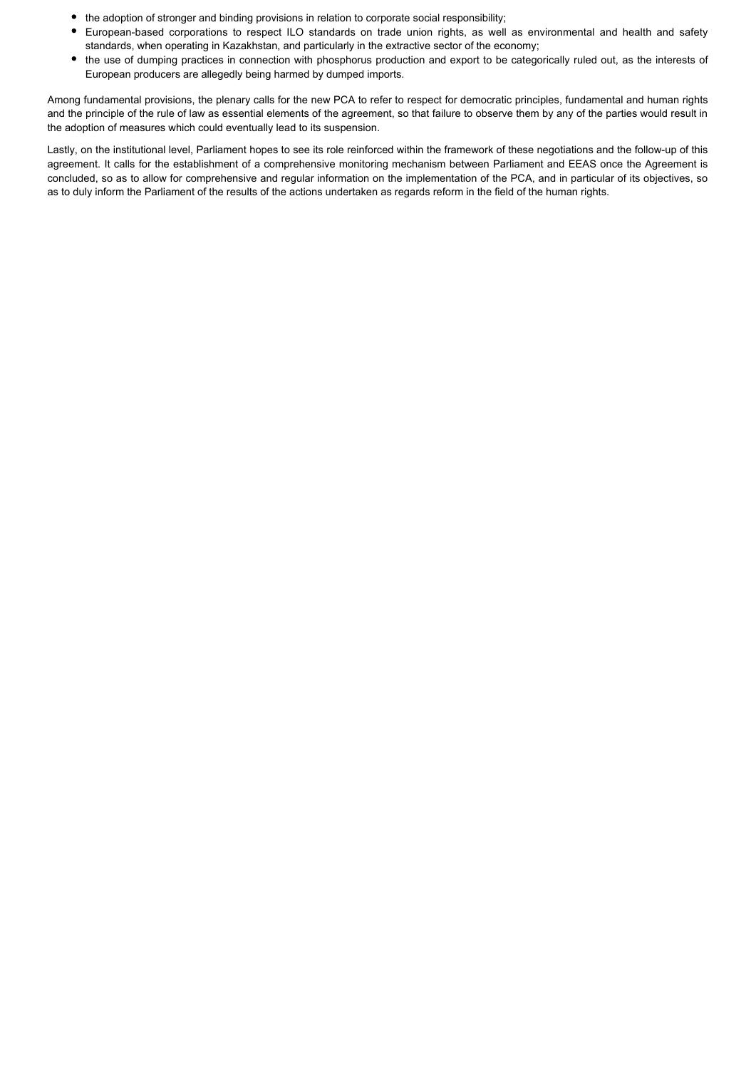- the adoption of stronger and binding provisions in relation to corporate social responsibility;
- European-based corporations to respect ILO standards on trade union rights, as well as environmental and health and safety standards, when operating in Kazakhstan, and particularly in the extractive sector of the economy;
- the use of dumping practices in connection with phosphorus production and export to be categorically ruled out, as the interests of European producers are allegedly being harmed by dumped imports.

Among fundamental provisions, the plenary calls for the new PCA to refer to respect for democratic principles, fundamental and human rights and the principle of the rule of law as essential elements of the agreement, so that failure to observe them by any of the parties would result in the adoption of measures which could eventually lead to its suspension.

Lastly, on the institutional level, Parliament hopes to see its role reinforced within the framework of these negotiations and the follow-up of this agreement. It calls for the establishment of a comprehensive monitoring mechanism between Parliament and EEAS once the Agreement is concluded, so as to allow for comprehensive and regular information on the implementation of the PCA, and in particular of its objectives, so as to duly inform the Parliament of the results of the actions undertaken as regards reform in the field of the human rights.